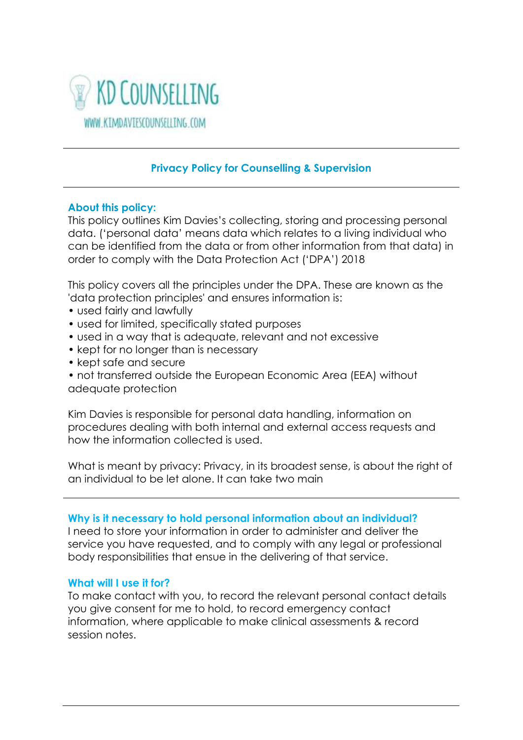KD COUNSELLING

WWW.KIMDAVIESCOUNSELLING.COM

---

## Privacy Policy for Counselling & Supervision

---

### About this policy:

This policy outlines Kim Davies's collecting, storing and processing personal data. ('personal data' means data which relates to a living individual who can be identified from the data or from other information from that data) in order to comply with the Data Protection Act ('DPA') 2018

This policy covers all the principles under the DPA. These are known as the 'data protection principles' and ensures information is:

- used fairly and lawfully
- used for limited, specifically stated purposes
- used in a way that is adequate, relevant and not excessive
- kept for no longer than is necessary
- kept safe and secure
- not transferred outside the European Economic Area (EEA) without adequate protection

Kim Davies is responsible for personal data handling, information on procedures dealing with both internal and external access requests and how the information collected is used.

What is meant by privacy: Privacy, in its broadest sense, is about the right of an individual to be let alone. It can take two main

---

### Why is it necessary to hold personal information about an individual?

I need to store your information in order to administer and deliver the service you have requested, and to comply with any legal or professional body responsibilities that ensue in the delivering of that service.

### What will I use it for?

To make contact with you, to record the relevant personal contact details you give consent for me to hold, to record emergency contact information, where applicable to make clinical assessments & record session notes.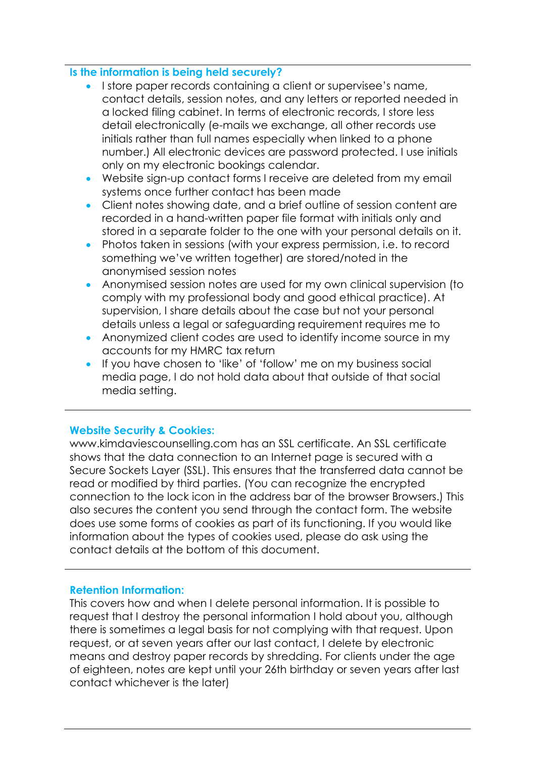### Is the information is being held securely?

- I store paper records containing a client or supervisee's name, contact details, session notes, and any letters or reported needed in a locked filing cabinet. In terms of electronic records, I store less detail electronically (e-mails we exchange, all other records use initials rather than full names especially when linked to a phone number.) All electronic devices are password protected. I use initials only on my electronic bookings calendar.
- Website sign-up contact forms I receive are deleted from my email systems once further contact has been made
- Client notes showing date, and a brief outline of session content are recorded in a hand-written paper file format with initials only and stored in a separate folder to the one with your personal details on it.
- Photos taken in sessions (with your express permission, i.e. to record something we've written together) are stored/noted in the anonymised session notes
- Anonymised session notes are used for my own clinical supervision (to comply with my professional body and good ethical practice). At supervision, I share details about the case but not your personal details unless a legal or safeguarding requirement requires me to
- Anonymized client codes are used to identify income source in my accounts for my HMRC tax return
- If you have chosen to 'like' of 'follow' me on my business social media page, I do not hold data about that outside of that social media setting.

---

### Website Security & Cookies:

www.kimdaviescounselling.com has an SSL certificate. An SSL certificate shows that the data connection to an Internet page is secured with a Secure Sockets Layer (SSL). This ensures that the transferred data cannot be read or modified by third parties. (You can recognize the encrypted connection to the lock icon in the address bar of the browser Browsers.) This also secures the content you send through the contact form. The website does use some forms of cookies as part of its functioning. If you would like information about the types of cookies used, please do ask using the contact details at the bottom of this document.

---

### Retention Information:

This covers how and when I delete personal information. It is possible to request that I destroy the personal information I hold about you, although there is sometimes a legal basis for not complying with that request. Upon request, or at seven years after our last contact, I delete by electronic means and destroy paper records by shredding. For clients under the age of eighteen, notes are kept until your 26th birthday or seven years after last contact whichever is the later)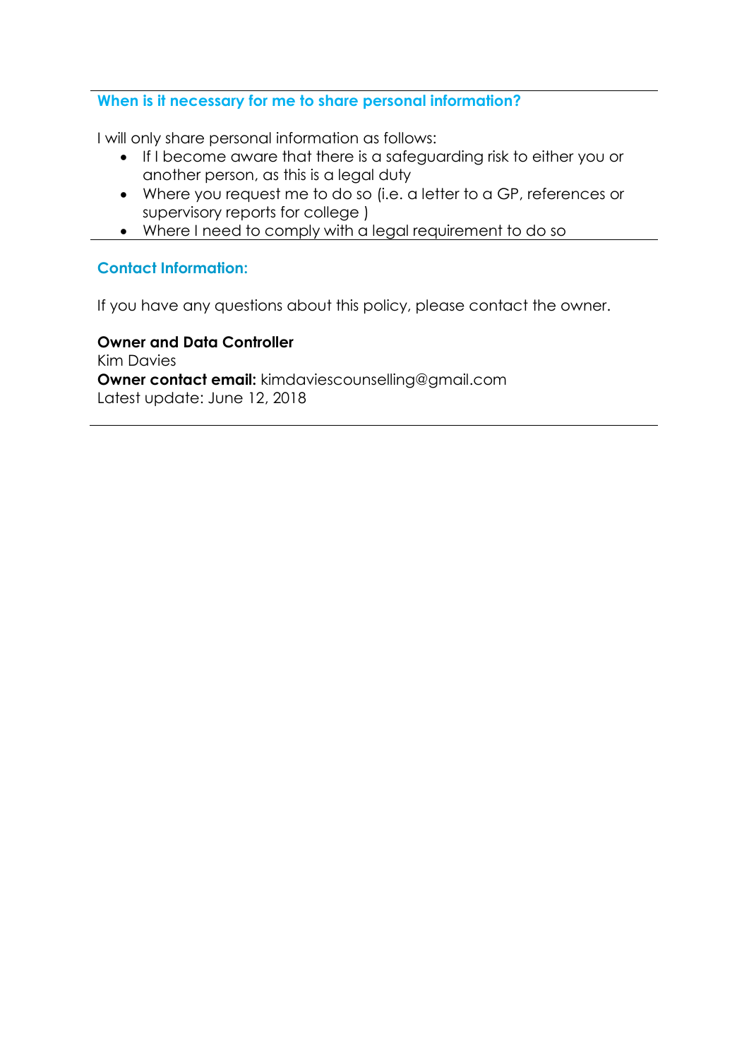## When is it necessary for me to share personal information?

I will only share personal information as follows:

- If I become aware that there is a safeguarding risk to either you or another person, as this is a legal duty
- Where you request me to do so (i.e. a letter to a GP, references or supervisory reports for college )
- Where I need to comply with a legal requirement to do so

## Contact Information:

If you have any questions about this policy, please contact the owner.

**Owner and Data Controller**
Kim Davies
**Owner contact email:** kimdaviescounselling@gmail.com
Latest update: June 12, 2018